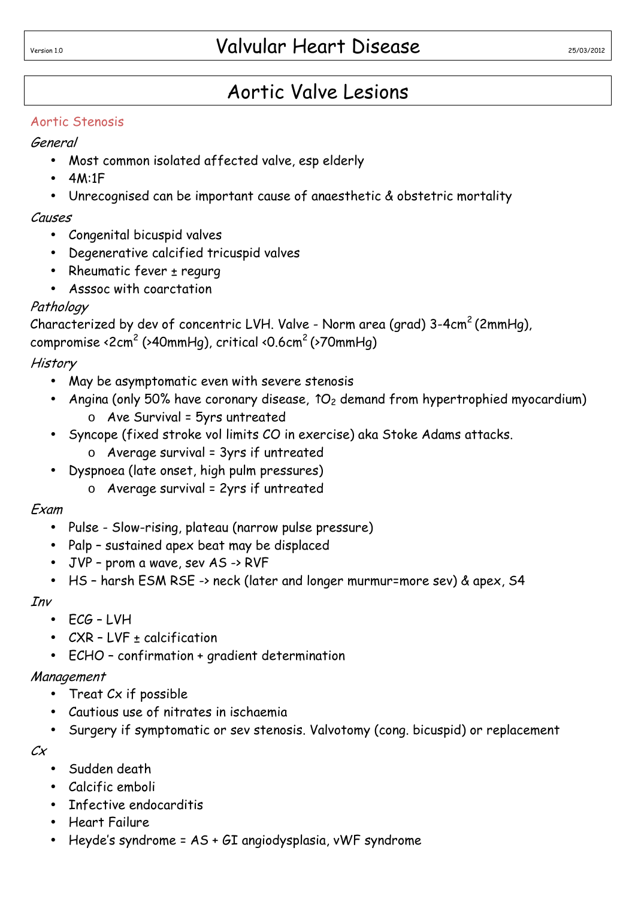# Valvular Heart Disease

## Aortic Valve Lesions

### Aortic Stenosis

*General*

- Most common isolated affected valve, esp elderly
- 4M:1F
- Unrecognised can be important cause of anaesthetic & obstetric mortality

*Causes*

- Congenital bicuspid valves
- Degenerative calcified tricuspid valves
- Rheumatic fever ± regurg
- Asssoc with coarctation

*Pathology*

Characterized by dev of concentric LVH. Valve - Norm area (grad) 3-4cm$^2$ (2mmHg), compromise <2cm$^2$ (>40mmHg), critical <0.6cm$^2$ (>70mmHg)

*History*

- May be asymptomatic even with severe stenosis
- Angina (only 50% have coronary disease, ↑$O_2$ demand from hypertrophied myocardium)
  - Ave Survival = 5yrs untreated
- Syncope (fixed stroke vol limits CO in exercise) aka Stoke Adams attacks.
  - Average survival = 3yrs if untreated
- Dyspnoea (late onset, high pulm pressures)
  - Average survival = 2yrs if untreated

*Exam*

- Pulse - Slow-rising, plateau (narrow pulse pressure)
- Palp – sustained apex beat may be displaced
- JVP – prom a wave, sev AS -> RVF
- HS – harsh ESM RSE -> neck (later and longer murmur=more sev) & apex, S4

*Inv*

- ECG – LVH
- CXR – LVF ± calcification
- ECHO – confirmation + gradient determination

*Management*

- Treat Cx if possible
- Cautious use of nitrates in ischaemia
- Surgery if symptomatic or sev stenosis. Valvotomy (cong. bicuspid) or replacement

*Cx*

- Sudden death
- Calcific emboli
- Infective endocarditis
- Heart Failure
- Heyde's syndrome = AS + GI angiodysplasia, vWF syndrome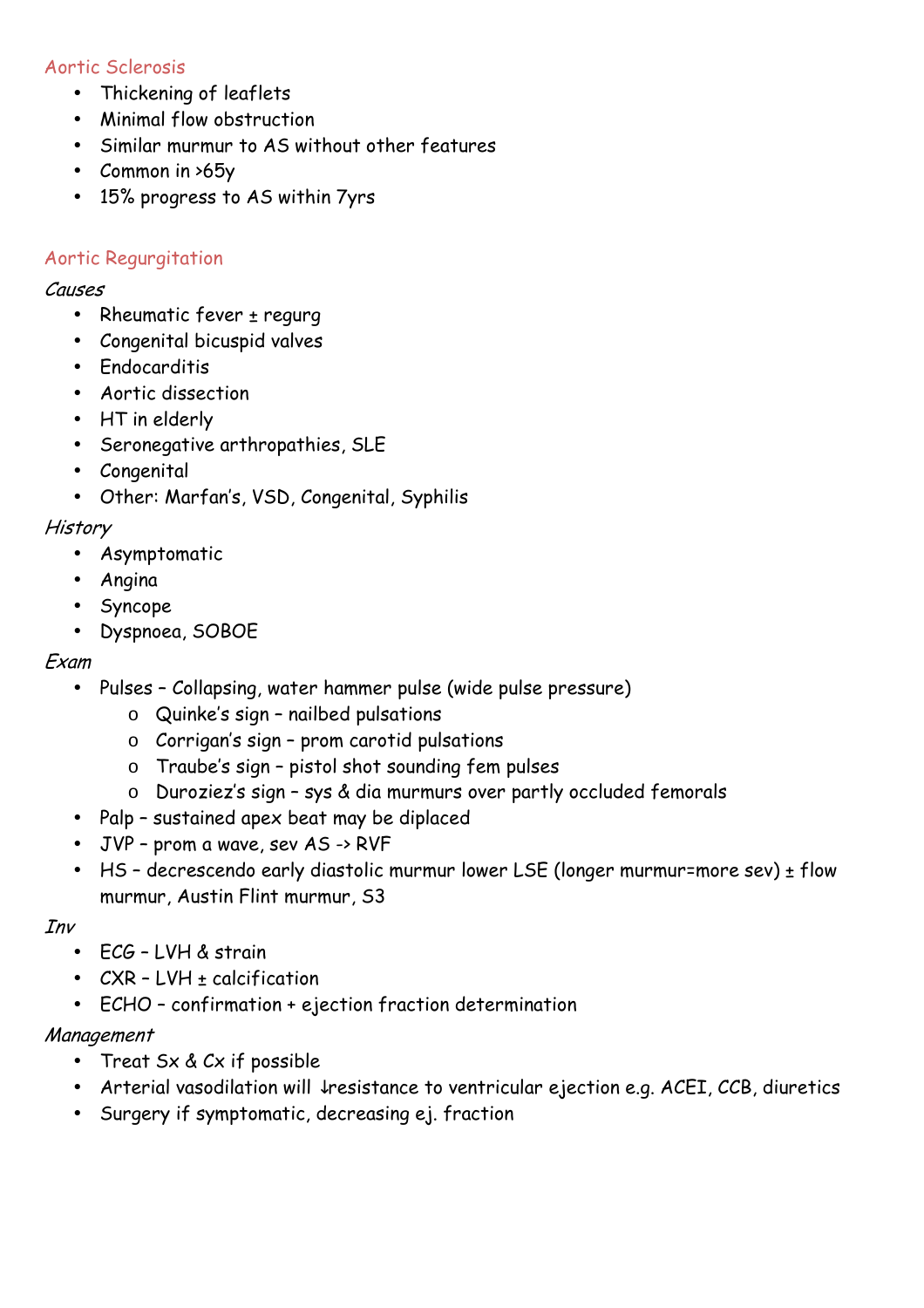## Aortic Sclerosis

- Thickening of leaflets
- Minimal flow obstruction
- Similar murmur to AS without other features
- Common in >65y
- 15% progress to AS within 7yrs

## Aortic Regurgitation

*Causes*

- Rheumatic fever ± regurg
- Congenital bicuspid valves
- Endocarditis
- Aortic dissection
- HT in elderly
- Seronegative arthropathies, SLE
- Congenital
- Other: Marfan's, VSD, Congenital, Syphilis

*History*

- Asymptomatic
- Angina
- Syncope
- Dyspnoea, SOBOE

*Exam*

- Pulses – Collapsing, water hammer pulse (wide pulse pressure)
    - Quinke's sign – nailbed pulsations
    - Corrigan's sign – prom carotid pulsations
    - Traube's sign – pistol shot sounding fem pulses
    - Duroziez's sign – sys & dia murmurs over partly occluded femorals
- Palp – sustained apex beat may be diplaced
- JVP – prom a wave, sev AS -> RVF
- HS – decrescendo early diastolic murmur lower LSE (longer murmur=more sev) ± flow murmur, Austin Flint murmur, S3

*Inv*

- ECG – LVH & strain
- CXR – LVH ± calcification
- ECHO – confirmation + ejection fraction determination

*Management*

- Treat Sx & Cx if possible
- Arterial vasodilation will ↓resistance to ventricular ejection e.g. ACEI, CCB, diuretics
- Surgery if symptomatic, decreasing ej. fraction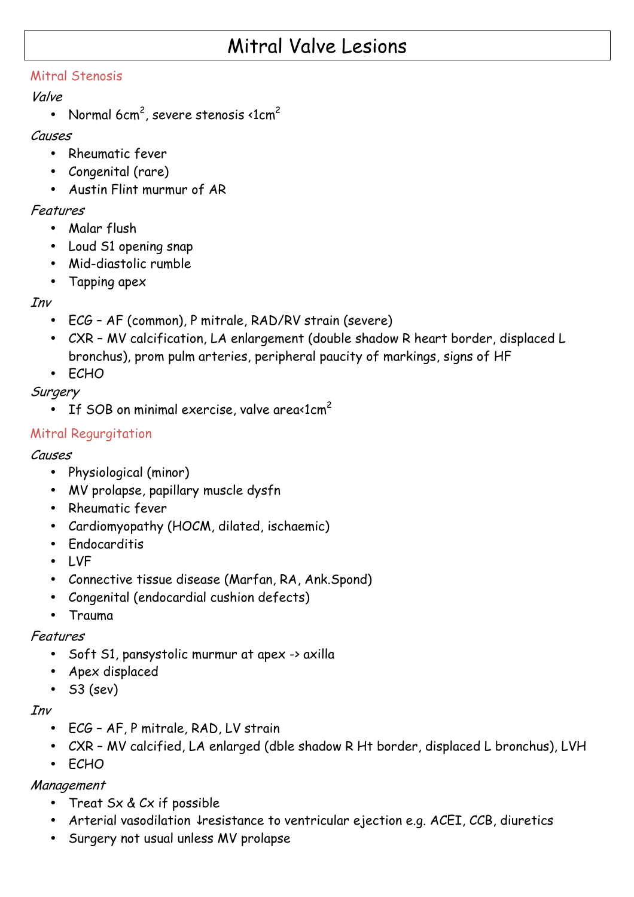# Mitral Valve Lesions

## Mitral Stenosis

*Valve*

- Normal $6cm^2$, severe stenosis $<1cm^2$

*Causes*

- Rheumatic fever
- Congenital (rare)
- Austin Flint murmur of AR

*Features*

- Malar flush
- Loud S1 opening snap
- Mid-diastolic rumble
- Tapping apex

*Inv*

- ECG – AF (common), P mitrale, RAD/RV strain (severe)
- CXR – MV calcification, LA enlargement (double shadow R heart border, displaced L bronchus), prom pulm arteries, peripheral paucity of markings, signs of HF
- ECHO

*Surgery*

- If SOB on minimal exercise, valve area$<1cm^2$

## Mitral Regurgitation

*Causes*

- Physiological (minor)
- MV prolapse, papillary muscle dysfn
- Rheumatic fever
- Cardiomyopathy (HOCM, dilated, ischaemic)
- Endocarditis
- LVF
- Connective tissue disease (Marfan, RA, Ank.Spond)
- Congenital (endocardial cushion defects)
- Trauma

*Features*

- Soft S1, pansystolic murmur at apex -> axilla
- Apex displaced
- S3 (sev)

*Inv*

- ECG – AF, P mitrale, RAD, LV strain
- CXR – MV calcified, LA enlarged (dble shadow R Ht border, displaced L bronchus), LVH
- ECHO

*Management*

- Treat Sx & Cx if possible
- Arterial vasodilation ↓resistance to ventricular ejection e.g. ACEI, CCB, diuretics
- Surgery not usual unless MV prolapse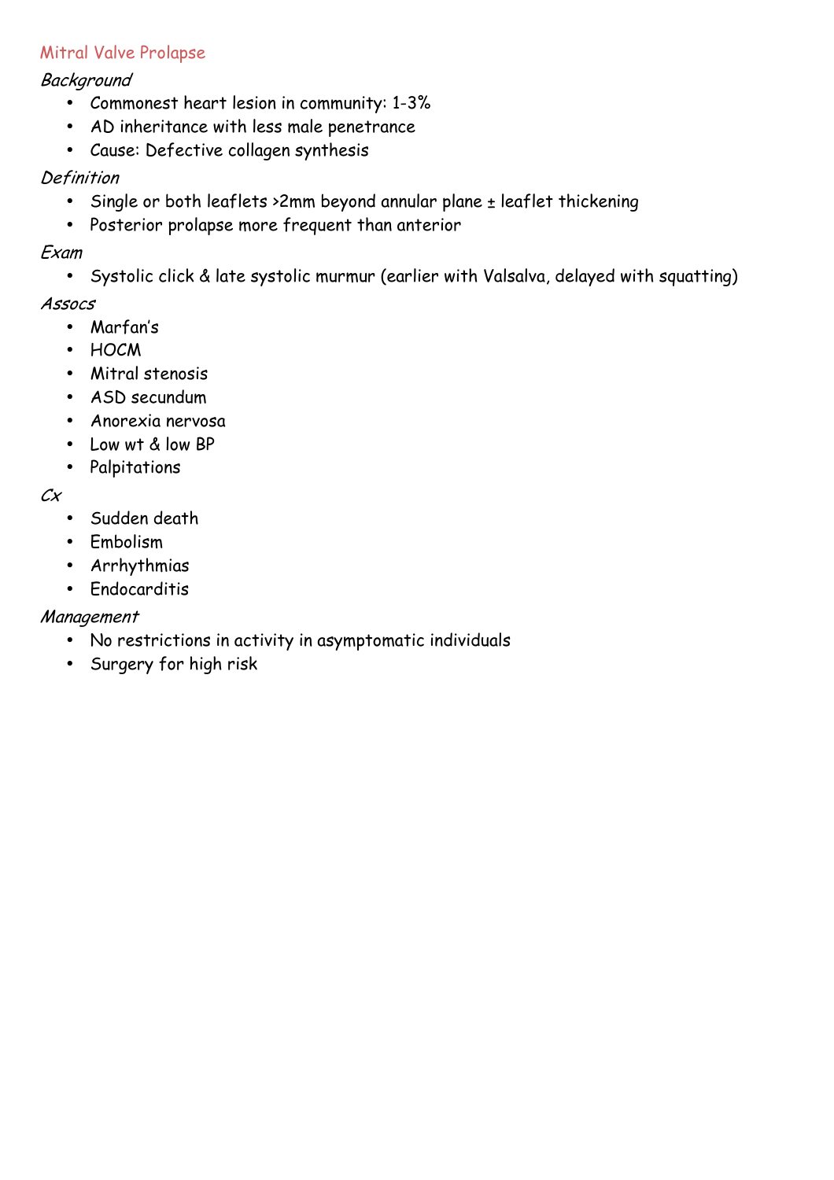## Mitral Valve Prolapse

*Background*

- Commonest heart lesion in community: 1-3%
- AD inheritance with less male penetrance
- Cause: Defective collagen synthesis

*Definition*

- Single or both leaflets >2mm beyond annular plane ± leaflet thickening
- Posterior prolapse more frequent than anterior

*Exam*

- Systolic click & late systolic murmur (earlier with Valsalva, delayed with squatting)

*Assocs*

- Marfan's
- HOCM
- Mitral stenosis
- ASD secundum
- Anorexia nervosa
- Low wt & low BP
- Palpitations

*Cx*

- Sudden death
- Embolism
- Arrhythmias
- Endocarditis

*Management*

- No restrictions in activity in asymptomatic individuals
- Surgery for high risk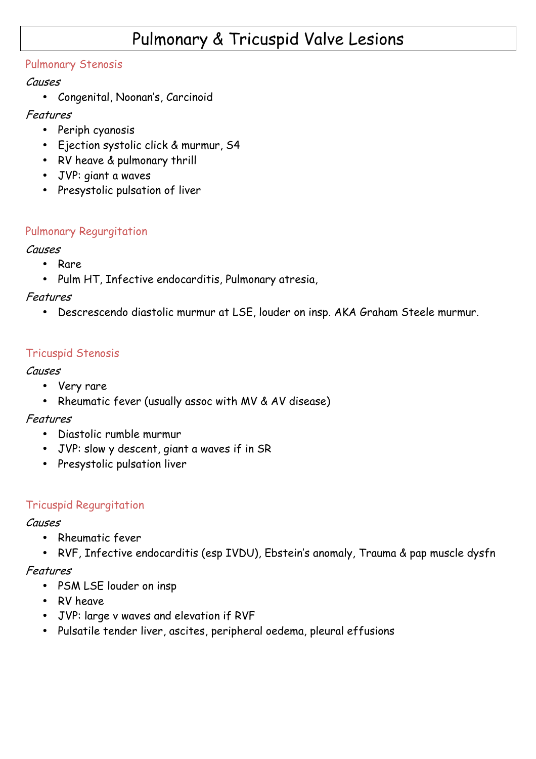# Pulmonary & Tricuspid Valve Lesions

## Pulmonary Stenosis

*Causes*

- Congenital, Noonan's, Carcinoid

*Features*

- Periph cyanosis
- Ejection systolic click & murmur, S4
- RV heave & pulmonary thrill
- JVP: giant a waves
- Presystolic pulsation of liver

## Pulmonary Regurgitation

*Causes*

- Rare
- Pulm HT, Infective endocarditis, Pulmonary atresia,

*Features*

- Descrescendo diastolic murmur at LSE, louder on insp. AKA Graham Steele murmur.

## Tricuspid Stenosis

*Causes*

- Very rare
- Rheumatic fever (usually assoc with MV & AV disease)

*Features*

- Diastolic rumble murmur
- JVP: slow y descent, giant a waves if in SR
- Presystolic pulsation liver

## Tricuspid Regurgitation

*Causes*

- Rheumatic fever
- RVF, Infective endocarditis (esp IVDU), Ebstein's anomaly, Trauma & pap muscle dysfn

*Features*

- PSM LSE louder on insp
- RV heave
- JVP: large v waves and elevation if RVF
- Pulsatile tender liver, ascites, peripheral oedema, pleural effusions